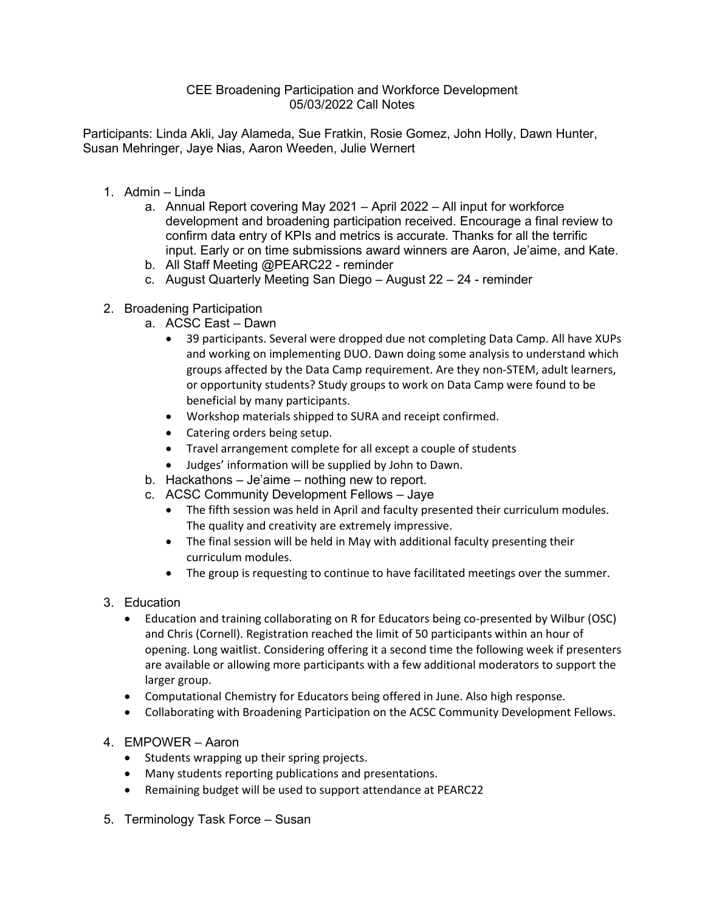CEE Broadening Participation and Workforce Development
05/03/2022 Call Notes

Participants: Linda Akli, Jay Alameda, Sue Fratkin, Rosie Gomez, John Holly, Dawn Hunter, Susan Mehringer, Jaye Nias, Aaron Weeden, Julie Wernert

1. Admin – Linda
   a. Annual Report covering May 2021 – April 2022 – All input for workforce development and broadening participation received. Encourage a final review to confirm data entry of KPIs and metrics is accurate. Thanks for all the terrific input. Early or on time submissions award winners are Aaron, Je'aime, and Kate.
   b. All Staff Meeting @PEARC22 - reminder
   c. August Quarterly Meeting San Diego – August 22 – 24 - reminder

2. Broadening Participation
   a. ACSC East – Dawn
      - 39 participants. Several were dropped due not completing Data Camp. All have XUPs and working on implementing DUO. Dawn doing some analysis to understand which groups affected by the Data Camp requirement. Are they non-STEM, adult learners, or opportunity students? Study groups to work on Data Camp were found to be beneficial by many participants.
      - Workshop materials shipped to SURA and receipt confirmed.
      - Catering orders being setup.
      - Travel arrangement complete for all except a couple of students
      - Judges' information will be supplied by John to Dawn.
   b. Hackathons – Je'aime – nothing new to report.
   c. ACSC Community Development Fellows – Jaye
      - The fifth session was held in April and faculty presented their curriculum modules. The quality and creativity are extremely impressive.
      - The final session will be held in May with additional faculty presenting their curriculum modules.
      - The group is requesting to continue to have facilitated meetings over the summer.

3. Education
   - Education and training collaborating on R for Educators being co-presented by Wilbur (OSC) and Chris (Cornell). Registration reached the limit of 50 participants within an hour of opening. Long waitlist. Considering offering it a second time the following week if presenters are available or allowing more participants with a few additional moderators to support the larger group.
   - Computational Chemistry for Educators being offered in June. Also high response.
   - Collaborating with Broadening Participation on the ACSC Community Development Fellows.

4. EMPOWER – Aaron
   - Students wrapping up their spring projects.
   - Many students reporting publications and presentations.
   - Remaining budget will be used to support attendance at PEARC22

5. Terminology Task Force – Susan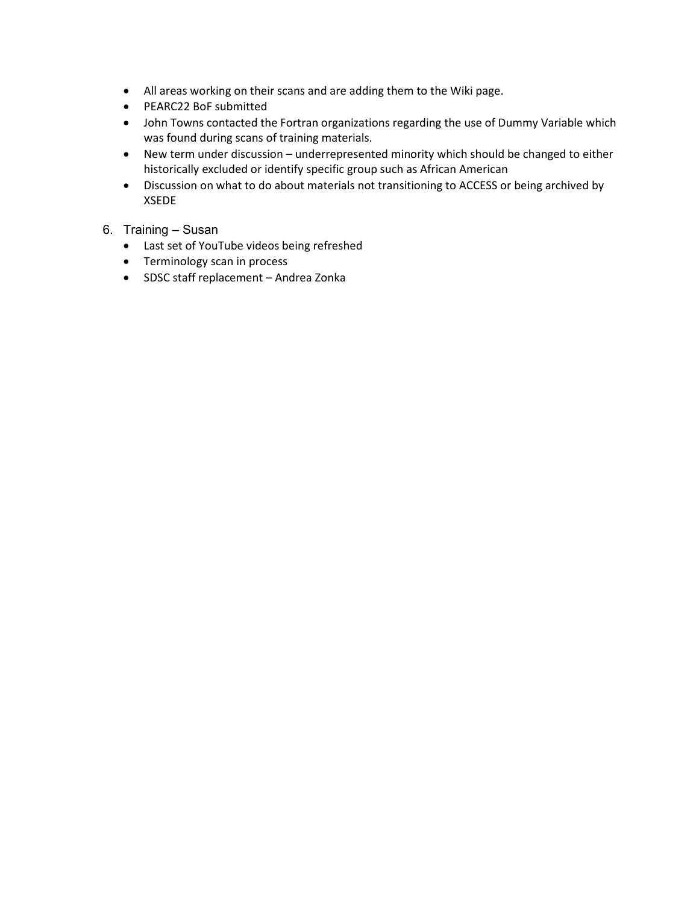- All areas working on their scans and are adding them to the Wiki page.
- PEARC22 BoF submitted
- John Towns contacted the Fortran organizations regarding the use of Dummy Variable which was found during scans of training materials.
- New term under discussion – underrepresented minority which should be changed to either historically excluded or identify specific group such as African American
- Discussion on what to do about materials not transitioning to ACCESS or being archived by XSEDE

6. Training – Susan
   - Last set of YouTube videos being refreshed
   - Terminology scan in process
   - SDSC staff replacement – Andrea Zonka